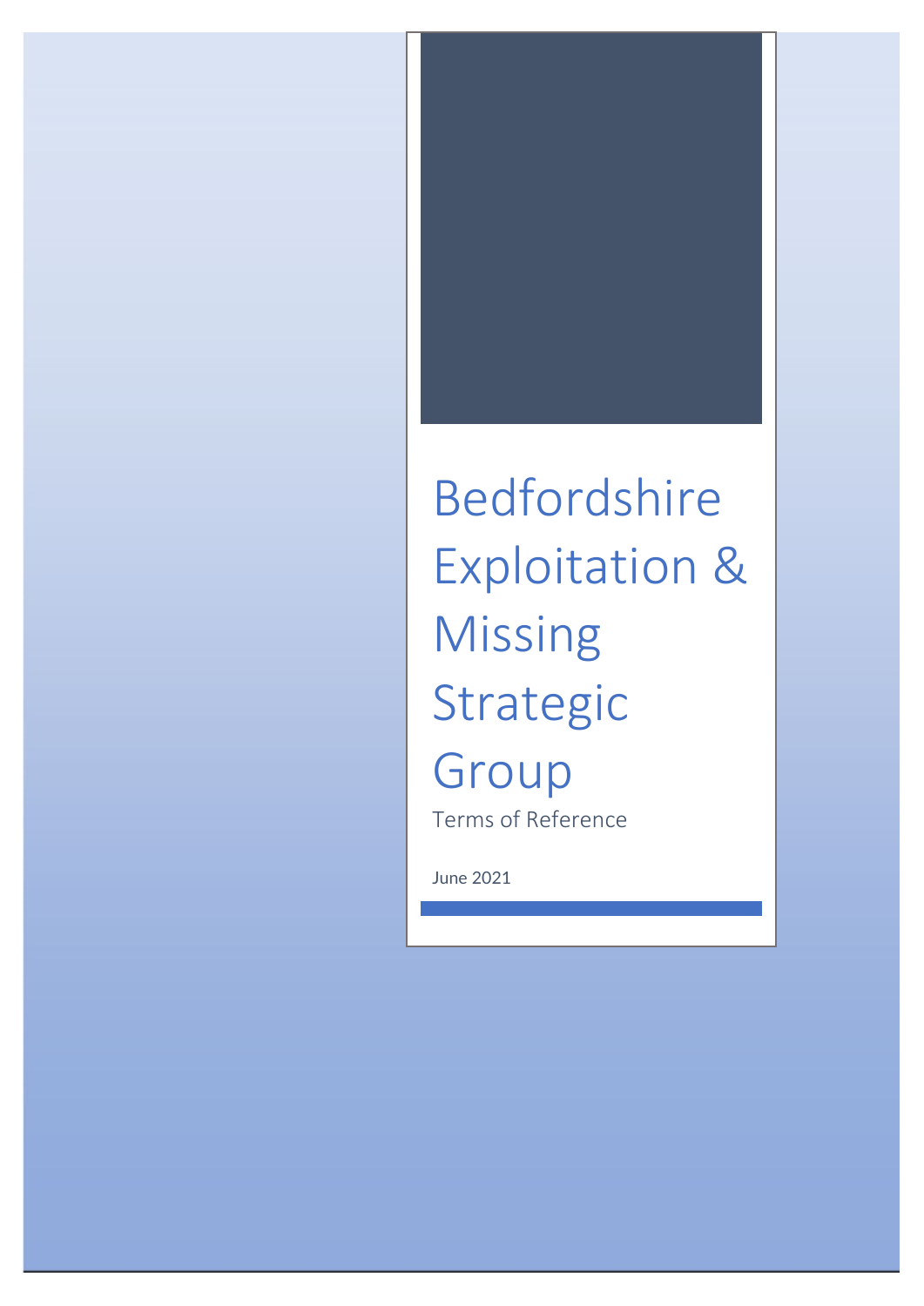# Bedfordshire Exploitation & Missing Strategic Group

Terms of Reference

June 2021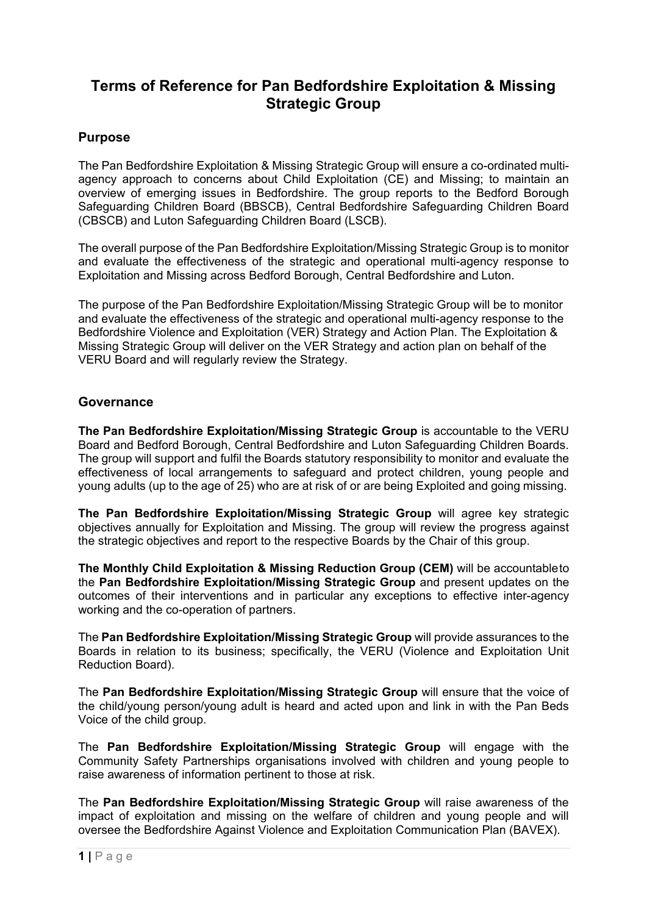# Terms of Reference for Pan Bedfordshire Exploitation & Missing Strategic Group

## Purpose

The Pan Bedfordshire Exploitation & Missing Strategic Group will ensure a co-ordinated multi-agency approach to concerns about Child Exploitation (CE) and Missing; to maintain an overview of emerging issues in Bedfordshire. The group reports to the Bedford Borough Safeguarding Children Board (BBSCB), Central Bedfordshire Safeguarding Children Board (CBSCB) and Luton Safeguarding Children Board (LSCB).

The overall purpose of the Pan Bedfordshire Exploitation/Missing Strategic Group is to monitor and evaluate the effectiveness of the strategic and operational multi-agency response to Exploitation and Missing across Bedford Borough, Central Bedfordshire and Luton.

The purpose of the Pan Bedfordshire Exploitation/Missing Strategic Group will be to monitor and evaluate the effectiveness of the strategic and operational multi-agency response to the Bedfordshire Violence and Exploitation (VER) Strategy and Action Plan. The Exploitation & Missing Strategic Group will deliver on the VER Strategy and action plan on behalf of the VERU Board and will regularly review the Strategy.

## Governance

**The Pan Bedfordshire Exploitation/Missing Strategic Group** is accountable to the VERU Board and Bedford Borough, Central Bedfordshire and Luton Safeguarding Children Boards. The group will support and fulfil the Boards statutory responsibility to monitor and evaluate the effectiveness of local arrangements to safeguard and protect children, young people and young adults (up to the age of 25) who are at risk of or are being Exploited and going missing.

**The Pan Bedfordshire Exploitation/Missing Strategic Group** will agree key strategic objectives annually for Exploitation and Missing. The group will review the progress against the strategic objectives and report to the respective Boards by the Chair of this group.

**The Monthly Child Exploitation & Missing Reduction Group (CEM)** will be accountable to the **Pan Bedfordshire Exploitation/Missing Strategic Group** and present updates on the outcomes of their interventions and in particular any exceptions to effective inter-agency working and the co-operation of partners.

The **Pan Bedfordshire Exploitation/Missing Strategic Group** will provide assurances to the Boards in relation to its business; specifically, the VERU (Violence and Exploitation Unit Reduction Board).

The **Pan Bedfordshire Exploitation/Missing Strategic Group** will ensure that the voice of the child/young person/young adult is heard and acted upon and link in with the Pan Beds Voice of the child group.

The **Pan Bedfordshire Exploitation/Missing Strategic Group** will engage with the Community Safety Partnerships organisations involved with children and young people to raise awareness of information pertinent to those at risk.

The **Pan Bedfordshire Exploitation/Missing Strategic Group** will raise awareness of the impact of exploitation and missing on the welfare of children and young people and will oversee the Bedfordshire Against Violence and Exploitation Communication Plan (BAVEX).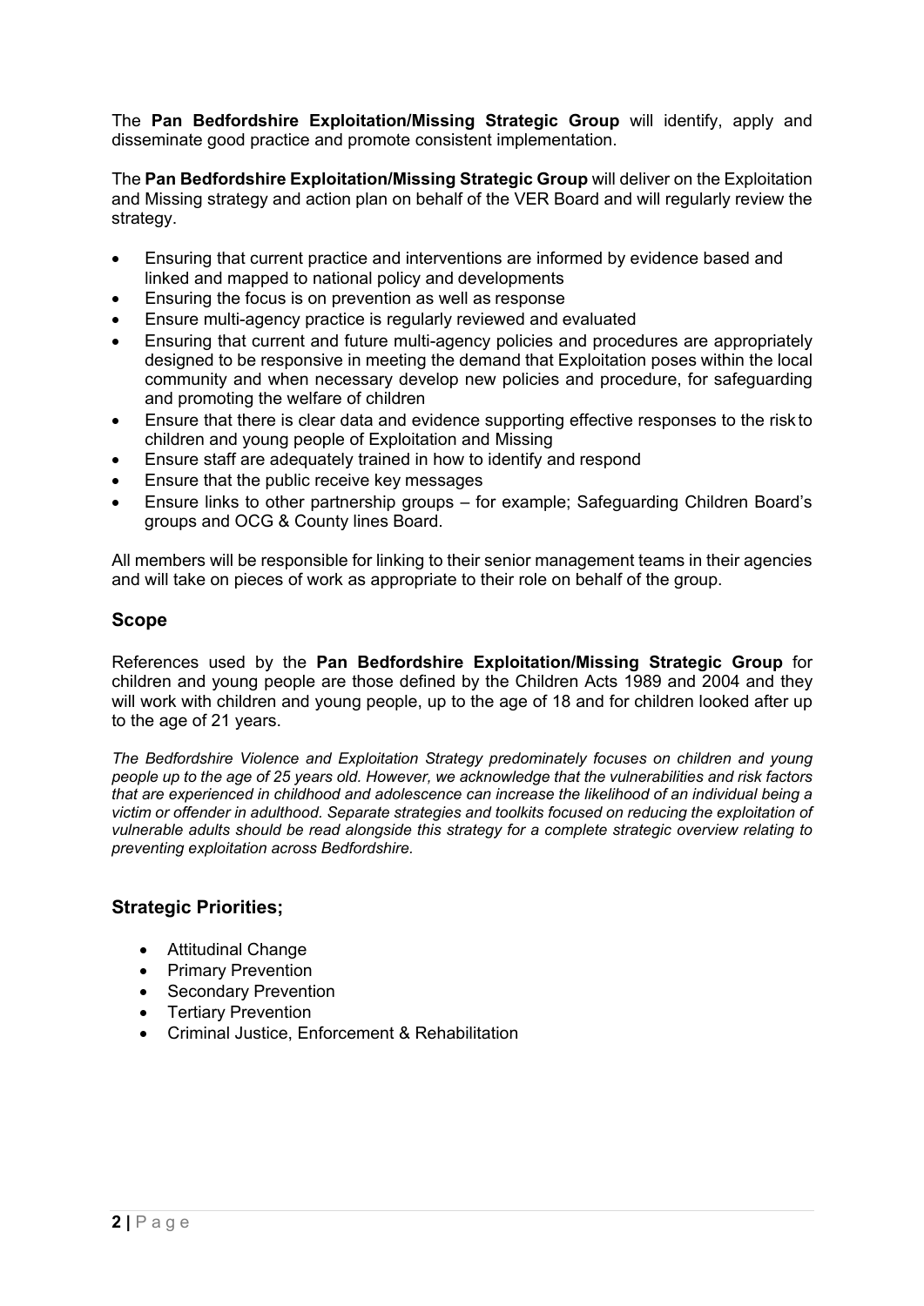The **Pan Bedfordshire Exploitation/Missing Strategic Group** will identify, apply and disseminate good practice and promote consistent implementation.

The **Pan Bedfordshire Exploitation/Missing Strategic Group** will deliver on the Exploitation and Missing strategy and action plan on behalf of the VER Board and will regularly review the strategy.

- Ensuring that current practice and interventions are informed by evidence based and linked and mapped to national policy and developments
- Ensuring the focus is on prevention as well as response
- Ensure multi-agency practice is regularly reviewed and evaluated
- Ensuring that current and future multi-agency policies and procedures are appropriately designed to be responsive in meeting the demand that Exploitation poses within the local community and when necessary develop new policies and procedure, for safeguarding and promoting the welfare of children
- Ensure that there is clear data and evidence supporting effective responses to the risk to children and young people of Exploitation and Missing
- Ensure staff are adequately trained in how to identify and respond
- Ensure that the public receive key messages
- Ensure links to other partnership groups – for example; Safeguarding Children Board's groups and OCG & County lines Board.

All members will be responsible for linking to their senior management teams in their agencies and will take on pieces of work as appropriate to their role on behalf of the group.

## Scope

References used by the **Pan Bedfordshire Exploitation/Missing Strategic Group** for children and young people are those defined by the Children Acts 1989 and 2004 and they will work with children and young people, up to the age of 18 and for children looked after up to the age of 21 years.

*The Bedfordshire Violence and Exploitation Strategy predominately focuses on children and young people up to the age of 25 years old. However, we acknowledge that the vulnerabilities and risk factors that are experienced in childhood and adolescence can increase the likelihood of an individual being a victim or offender in adulthood. Separate strategies and toolkits focused on reducing the exploitation of vulnerable adults should be read alongside this strategy for a complete strategic overview relating to preventing exploitation across Bedfordshire.*

## Strategic Priorities;

- Attitudinal Change
- Primary Prevention
- Secondary Prevention
- Tertiary Prevention
- Criminal Justice, Enforcement & Rehabilitation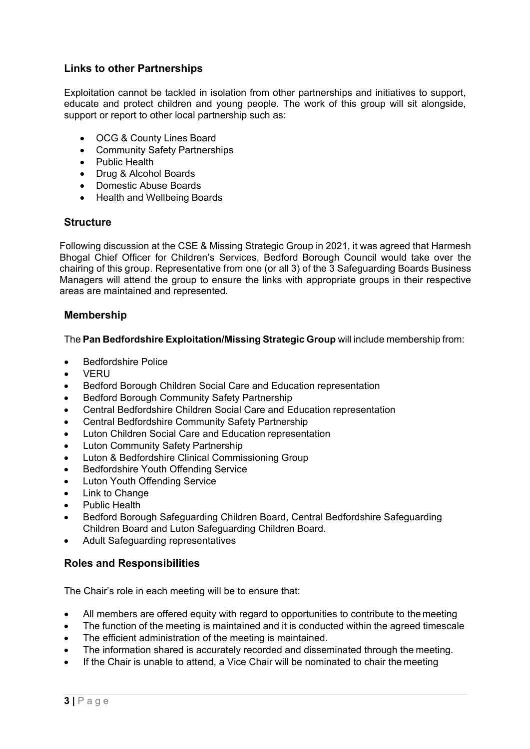## Links to other Partnerships

Exploitation cannot be tackled in isolation from other partnerships and initiatives to support, educate and protect children and young people. The work of this group will sit alongside, support or report to other local partnership such as:

- OCG & County Lines Board
- Community Safety Partnerships
- Public Health
- Drug & Alcohol Boards
- Domestic Abuse Boards
- Health and Wellbeing Boards

## Structure

Following discussion at the CSE & Missing Strategic Group in 2021, it was agreed that Harmesh Bhogal Chief Officer for Children's Services, Bedford Borough Council would take over the chairing of this group. Representative from one (or all 3) of the 3 Safeguarding Boards Business Managers will attend the group to ensure the links with appropriate groups in their respective areas are maintained and represented.

## Membership

The **Pan Bedfordshire Exploitation/Missing Strategic Group** will include membership from:

- Bedfordshire Police
- VERU
- Bedford Borough Children Social Care and Education representation
- Bedford Borough Community Safety Partnership
- Central Bedfordshire Children Social Care and Education representation
- Central Bedfordshire Community Safety Partnership
- Luton Children Social Care and Education representation
- Luton Community Safety Partnership
- Luton & Bedfordshire Clinical Commissioning Group
- Bedfordshire Youth Offending Service
- Luton Youth Offending Service
- Link to Change
- Public Health
- Bedford Borough Safeguarding Children Board, Central Bedfordshire Safeguarding Children Board and Luton Safeguarding Children Board.
- Adult Safeguarding representatives

## Roles and Responsibilities

The Chair's role in each meeting will be to ensure that:

- All members are offered equity with regard to opportunities to contribute to the meeting
- The function of the meeting is maintained and it is conducted within the agreed timescale
- The efficient administration of the meeting is maintained.
- The information shared is accurately recorded and disseminated through the meeting.
- If the Chair is unable to attend, a Vice Chair will be nominated to chair the meeting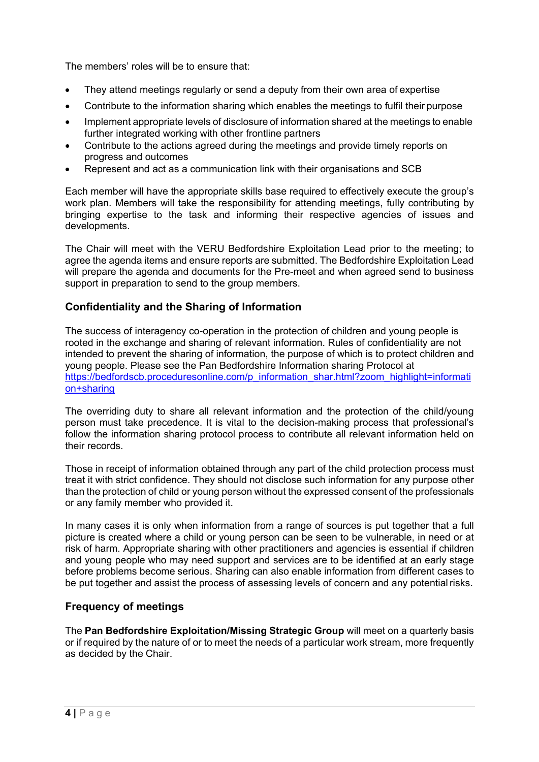The members' roles will be to ensure that:

- They attend meetings regularly or send a deputy from their own area of expertise
- Contribute to the information sharing which enables the meetings to fulfil their purpose
- Implement appropriate levels of disclosure of information shared at the meetings to enable further integrated working with other frontline partners
- Contribute to the actions agreed during the meetings and provide timely reports on progress and outcomes
- Represent and act as a communication link with their organisations and SCB

Each member will have the appropriate skills base required to effectively execute the group's work plan. Members will take the responsibility for attending meetings, fully contributing by bringing expertise to the task and informing their respective agencies of issues and developments.

The Chair will meet with the VERU Bedfordshire Exploitation Lead prior to the meeting; to agree the agenda items and ensure reports are submitted. The Bedfordshire Exploitation Lead will prepare the agenda and documents for the Pre-meet and when agreed send to business support in preparation to send to the group members.

### Confidentiality and the Sharing of Information

The success of interagency co-operation in the protection of children and young people is rooted in the exchange and sharing of relevant information. Rules of confidentiality are not intended to prevent the sharing of information, the purpose of which is to protect children and young people. Please see the Pan Bedfordshire Information sharing Protocol at [https://bedfordscb.proceduresonline.com/p_information_shar.html?zoom_highlight=information+sharing](https://bedfordscb.proceduresonline.com/p_information_shar.html?zoom_highlight=information+sharing)

The overriding duty to share all relevant information and the protection of the child/young person must take precedence. It is vital to the decision-making process that professional's follow the information sharing protocol process to contribute all relevant information held on their records.

Those in receipt of information obtained through any part of the child protection process must treat it with strict confidence. They should not disclose such information for any purpose other than the protection of child or young person without the expressed consent of the professionals or any family member who provided it.

In many cases it is only when information from a range of sources is put together that a full picture is created where a child or young person can be seen to be vulnerable, in need or at risk of harm. Appropriate sharing with other practitioners and agencies is essential if children and young people who may need support and services are to be identified at an early stage before problems become serious. Sharing can also enable information from different cases to be put together and assist the process of assessing levels of concern and any potential risks.

### Frequency of meetings

The **Pan Bedfordshire Exploitation/Missing Strategic Group** will meet on a quarterly basis or if required by the nature of or to meet the needs of a particular work stream, more frequently as decided by the Chair.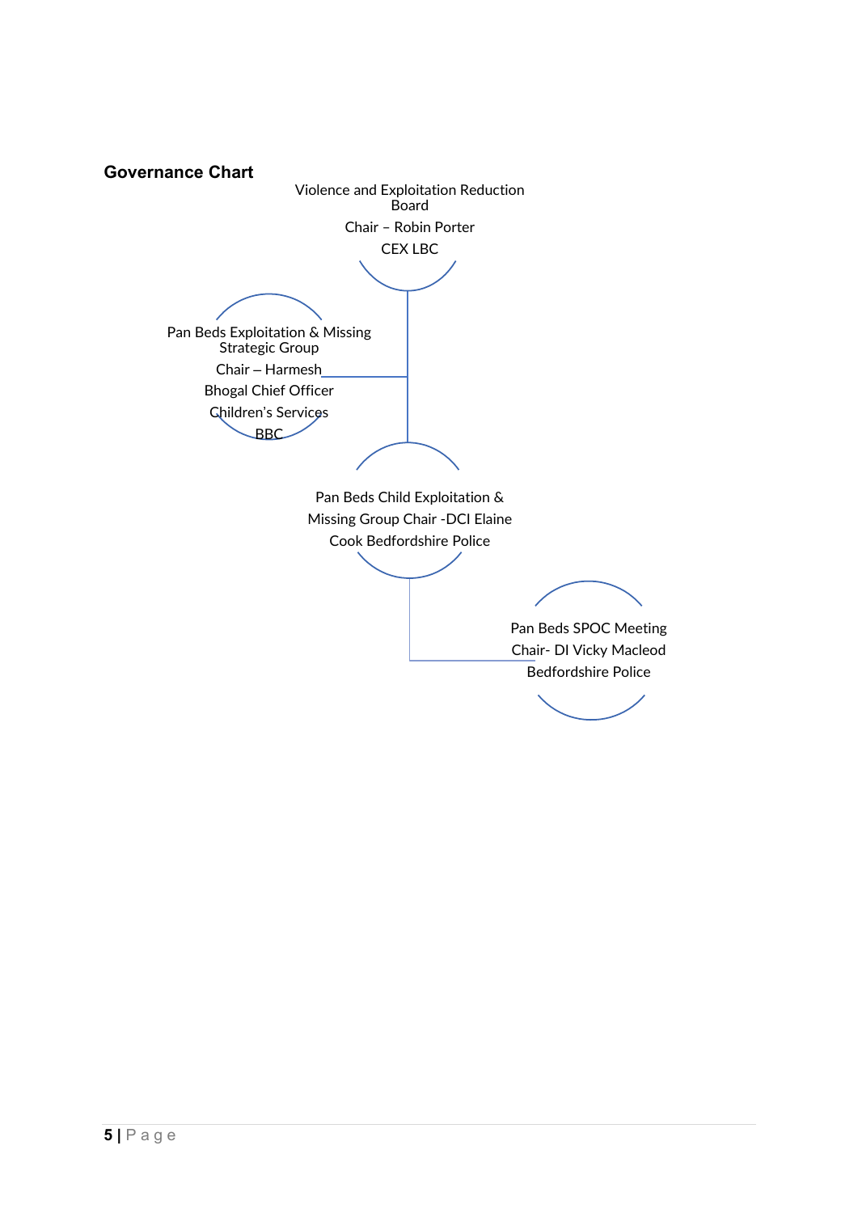**Governance Chart**

Violence and Exploitation Reduction Board

Chair – Robin Porter

CEX LBC

Pan Beds Exploitation & Missing Strategic Group

Chair – Harmesh Bhogal Chief Officer Children's Services BBC

Pan Beds Child Exploitation & Missing Group Chair -DCI Elaine Cook Bedfordshire Police

Pan Beds SPOC Meeting

Chair- DI Vicky Macleod

Bedfordshire Police